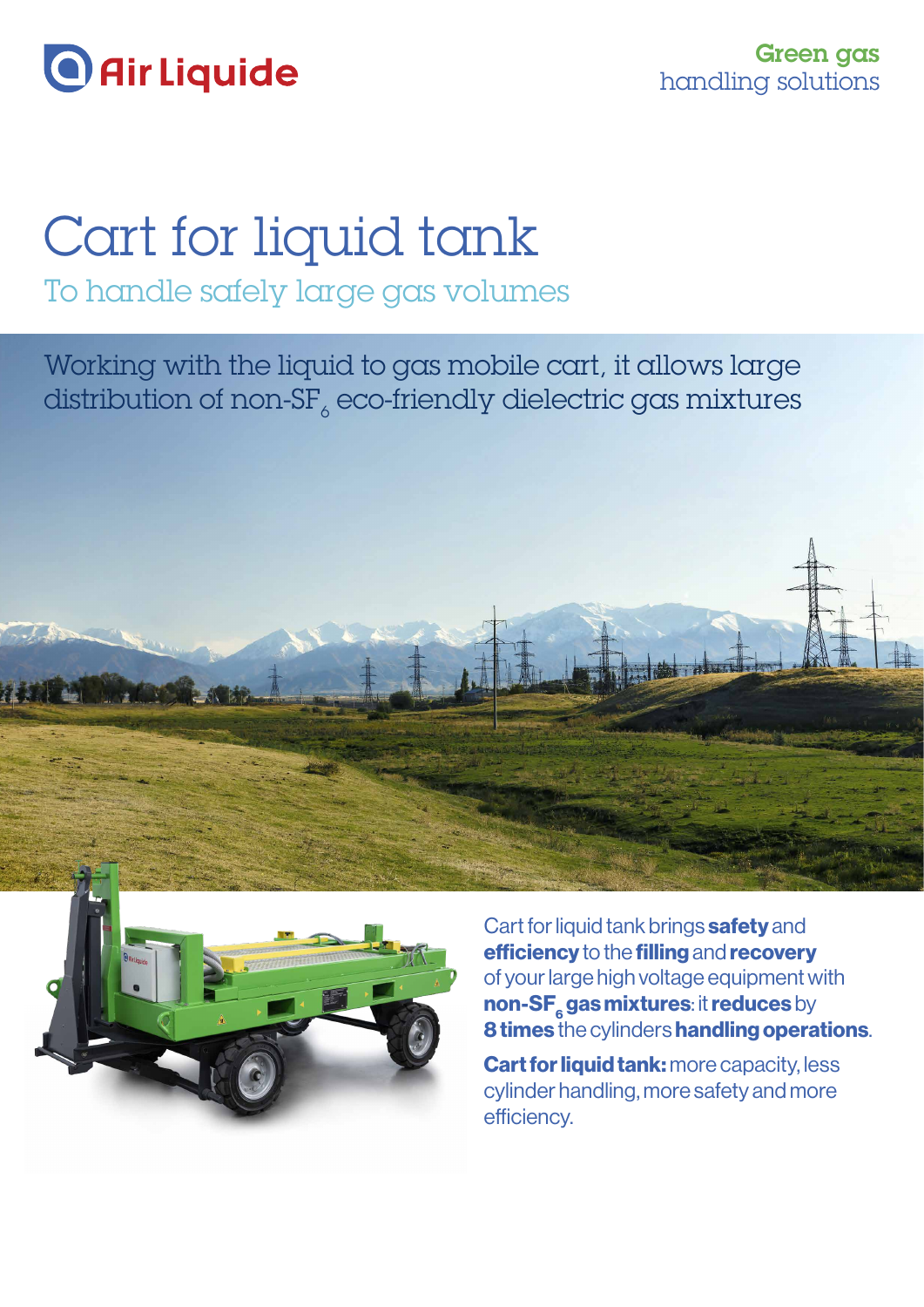Air Liquide

**Green gas**
handling solutions

# Cart for liquid tank

## To handle safely large gas volumes

Working with the liquid to gas mobile cart, it allows large distribution of non-$SF_6$ eco-friendly dielectric gas mixtures

Cart for liquid tank brings **safety** and **efficiency** to the **filling** and **recovery** of your large high voltage equipment with **non-$SF_6$ gas mixtures**: it **reduces** by **8 times** the cylinders **handling operations**.

**Cart for liquid tank:** more capacity, less cylinder handling, more safety and more efficiency.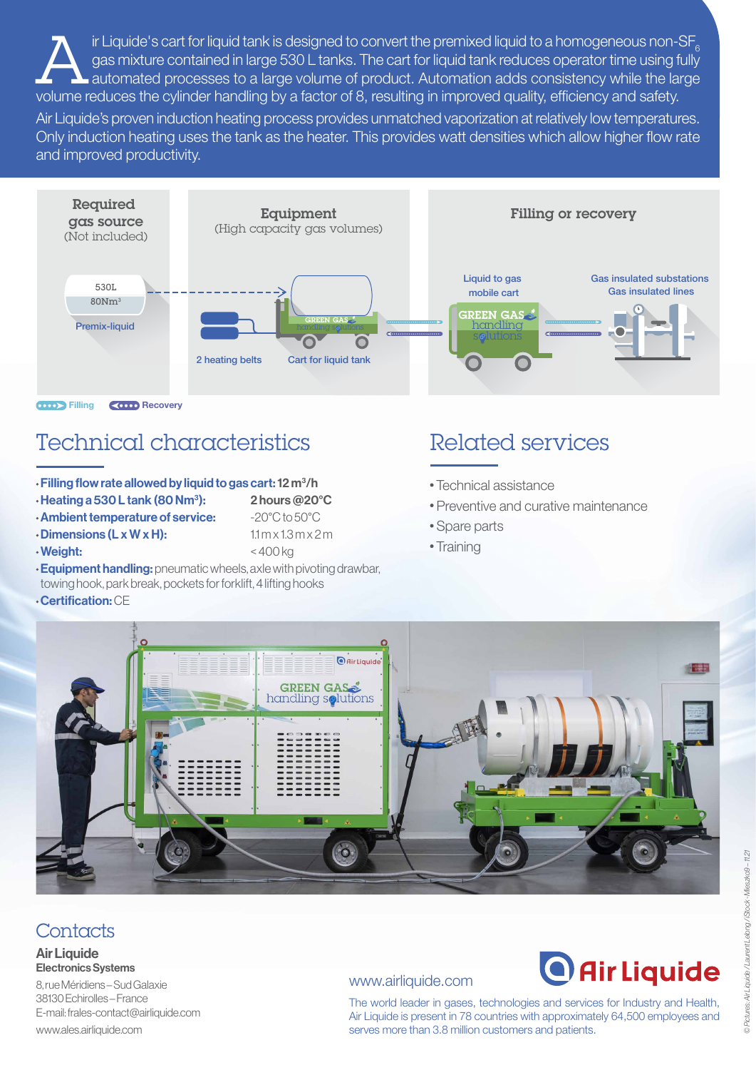Air Liquide's cart for liquid tank is designed to convert the premixed liquid to a homogeneous non-$SF_6$ gas mixture contained in large 530 L tanks. The cart for liquid tank reduces operator time using fully automated processes to a large volume of product. Automation adds consistency while the large volume reduces the cylinder handling by a factor of 8, resulting in improved quality, efficiency and safety.

Air Liquide's proven induction heating process provides unmatched vaporization at relatively low temperatures. Only induction heating uses the tank as the heater. This provides watt densities which allow higher flow rate and improved productivity.

Required gas source (Not included)

530L
80Nm³
Premix-liquid

Equipment (High capacity gas volumes)

2 heating belts
Cart for liquid tank

Filling or recovery

Liquid to gas mobile cart

Gas insulated substations
Gas insulated lines

Filling
Recovery

## Technical characteristics

- **Filling flow rate allowed by liquid to gas cart: 12 m³/h**
- **Heating a 530 L tank (80 Nm³):** **2 hours @20°C**
- **Ambient temperature of service:** -20°C to 50°C
- **Dimensions (L x W x H):** 1.1 m x 1.3 m x 2 m
- **Weight:** < 400 kg
- **Equipment handling:** pneumatic wheels, axle with pivoting drawbar, towing hook, park break, pockets for forklift, 4 lifting hooks
- **Certification:** CE

## Related services

- Technical assistance
- Preventive and curative maintenance
- Spare parts
- Training

## Contacts

**Air Liquide**
**Electronics Systems**
8, rue Méridiens – Sud Galaxie
38130 Echirolles – France
E-mail: frales-contact@airliquide.com
www.ales.airliquide.com

www.airliquide.com

The world leader in gases, technologies and services for Industry and Health, Air Liquide is present in 78 countries with approximately 64,500 employees and serves more than 3.8 million customers and patients.

© Pictures: Air Liquide / Laurent Lebrg / iStock - Mieszko9 - 11/21